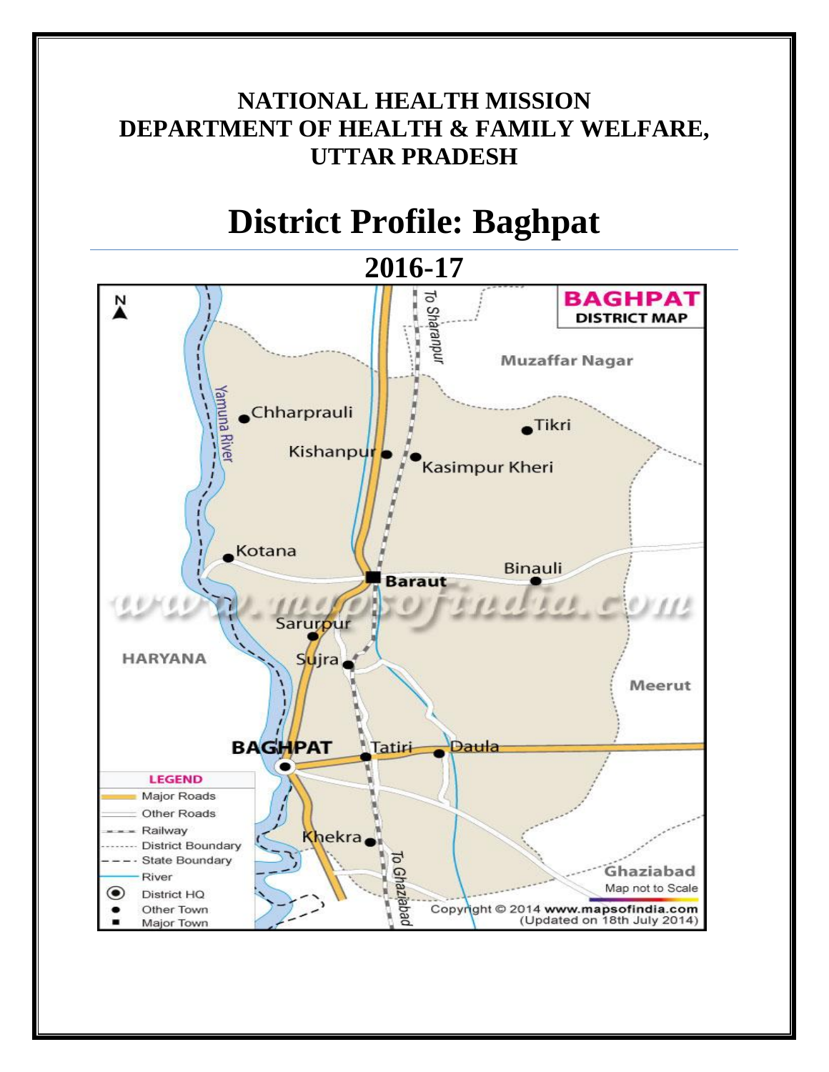# NATIONAL HEALTH MISSION
# DEPARTMENT OF HEALTH & FAMILY WELFARE, UTTAR PRADESH

# District Profile: Baghpat

## 2016-17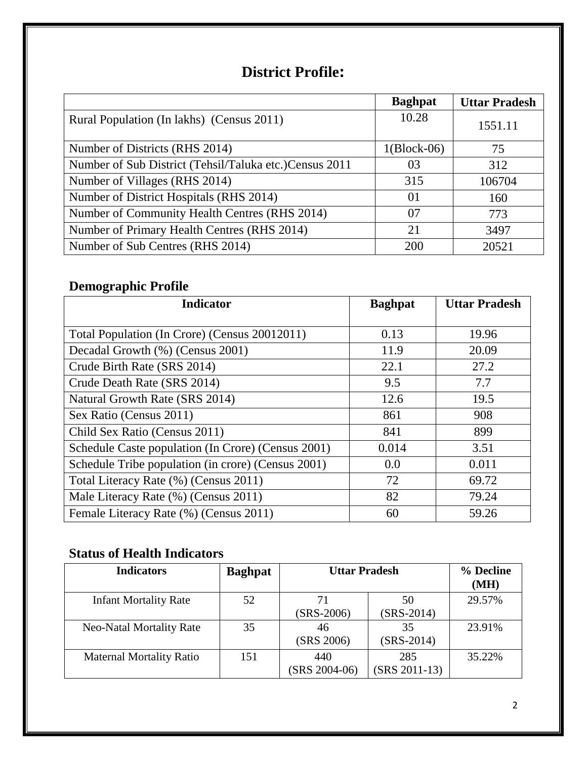# District Profile:

| | Baghpat | Uttar Pradesh |
|---|---|---|
| Rural Population (In lakhs) (Census 2011) | 10.28 | 1551.11 |
| Number of Districts (RHS 2014) | 1(Block-06) | 75 |
| Number of Sub District (Tehsil/Taluka etc.)Census 2011 | 03 | 312 |
| Number of Villages (RHS 2014) | 315 | 106704 |
| Number of District Hospitals (RHS 2014) | 01 | 160 |
| Number of Community Health Centres (RHS 2014) | 07 | 773 |
| Number of Primary Health Centres (RHS 2014) | 21 | 3497 |
| Number of Sub Centres (RHS 2014) | 200 | 20521 |

## Demographic Profile

| Indicator | Baghpat | Uttar Pradesh |
|---|---|---|
| Total Population (In Crore) (Census 20012011) | 0.13 | 19.96 |
| Decadal Growth (%) (Census 2001) | 11.9 | 20.09 |
| Crude Birth Rate (SRS 2014) | 22.1 | 27.2 |
| Crude Death Rate (SRS 2014) | 9.5 | 7.7 |
| Natural Growth Rate (SRS 2014) | 12.6 | 19.5 |
| Sex Ratio (Census 2011) | 861 | 908 |
| Child Sex Ratio (Census 2011) | 841 | 899 |
| Schedule Caste population (In Crore) (Census 2001) | 0.014 | 3.51 |
| Schedule Tribe population (in crore) (Census 2001) | 0.0 | 0.011 |
| Total Literacy Rate (%) (Census 2011) | 72 | 69.72 |
| Male Literacy Rate (%) (Census 2011) | 82 | 79.24 |
| Female Literacy Rate (%) (Census 2011) | 60 | 59.26 |

## Status of Health Indicators

| Indicators | Baghpat | Uttar Pradesh | | % Decline (MH) |
|---|---|---|---|---|
| Infant Mortality Rate | 52 | 71 (SRS-2006) | 50 (SRS-2014) | 29.57% |
| Neo-Natal Mortality Rate | 35 | 46 (SRS 2006) | 35 (SRS-2014) | 23.91% |
| Maternal Mortality Ratio | 151 | 440 (SRS 2004-06) | 285 (SRS 2011-13) | 35.22% |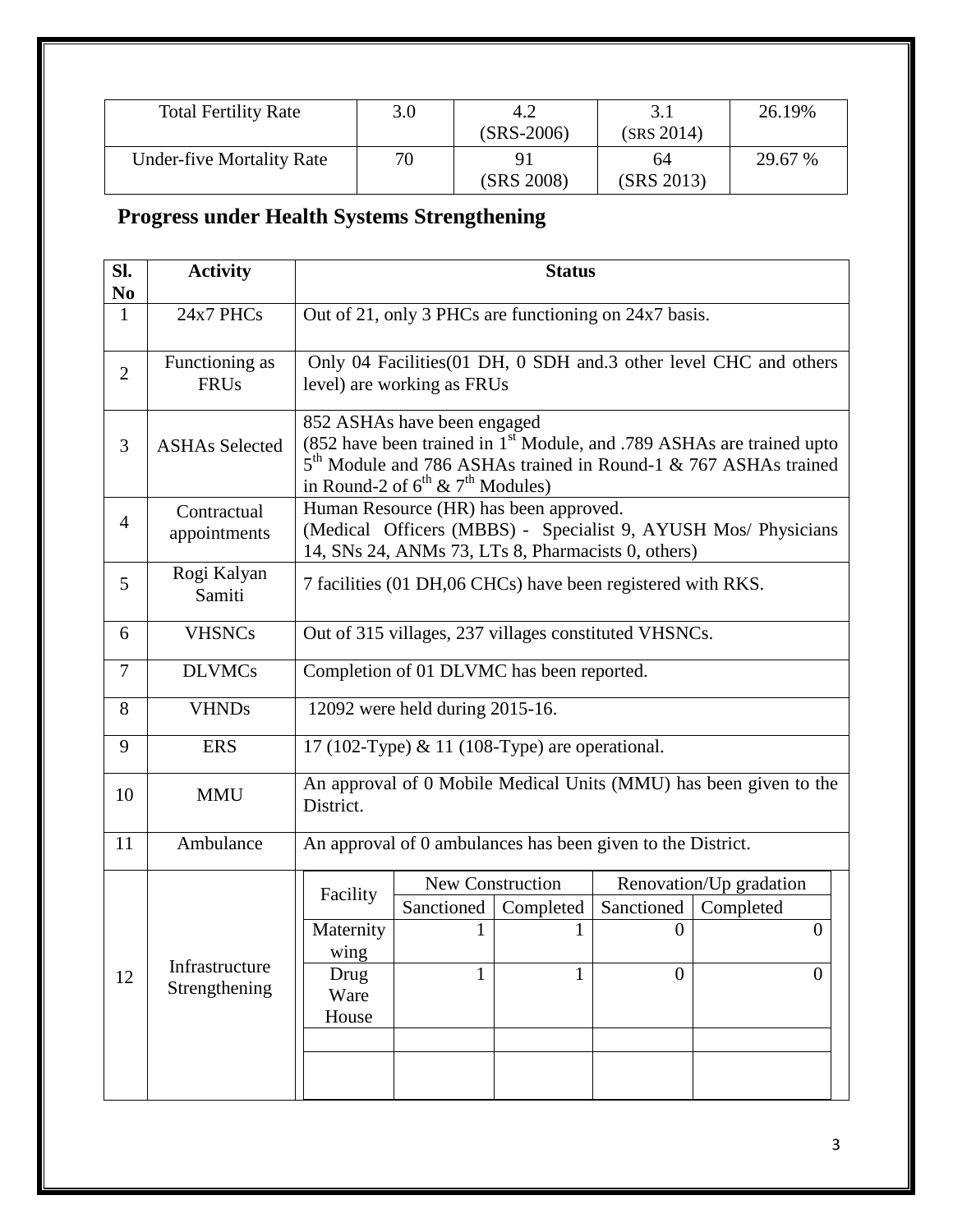| Total Fertility Rate | 3.0 | 4.2 (SRS-2006) | 3.1 (SRS 2014) | 26.19% |
|---|---|---|---|---|
| Under-five Mortality Rate | 70 | 91 (SRS 2008) | 64 (SRS 2013) | 29.67 % |

## Progress under Health Systems Strengthening

| Sl. No | Activity | Status |
|---|---|---|
| 1 | 24x7 PHCs | Out of 21, only 3 PHCs are functioning on 24x7 basis. |
| 2 | Functioning as FRUs | Only 04 Facilities(01 DH, 0 SDH and.3 other level CHC and others level) are working as FRUs |
| 3 | ASHAs Selected | 852 ASHAs have been engaged (852 have been trained in 1st Module, and .789 ASHAs are trained upto 5th Module and 786 ASHAs trained in Round-1 & 767 ASHAs trained in Round-2 of 6th & 7th Modules) |
| 4 | Contractual appointments | Human Resource (HR) has been approved. (Medical Officers (MBBS) - Specialist 9, AYUSH Mos/ Physicians 14, SNs 24, ANMs 73, LTs 8, Pharmacists 0, others) |
| 5 | Rogi Kalyan Samiti | 7 facilities (01 DH,06 CHCs) have been registered with RKS. |
| 6 | VHSNCs | Out of 315 villages, 237 villages constituted VHSNCs. |
| 7 | DLVMCs | Completion of 01 DLVMC has been reported. |
| 8 | VHNDs | 12092 were held during 2015-16. |
| 9 | ERS | 17 (102-Type) & 11 (108-Type) are operational. |
| 10 | MMU | An approval of 0 Mobile Medical Units (MMU) has been given to the District. |
| 11 | Ambulance | An approval of 0 ambulances has been given to the District. |
| 12 | Infrastructure Strengthening | See table below |

| Facility | New Construction | | Renovation/Up gradation | |
|---|---|---|---|---|
| | Sanctioned | Completed | Sanctioned | Completed |
| Maternity wing | 1 | 1 | 0 | 0 |
| Drug Ware House | 1 | 1 | 0 | 0 |
| | | | | |
| | | | | |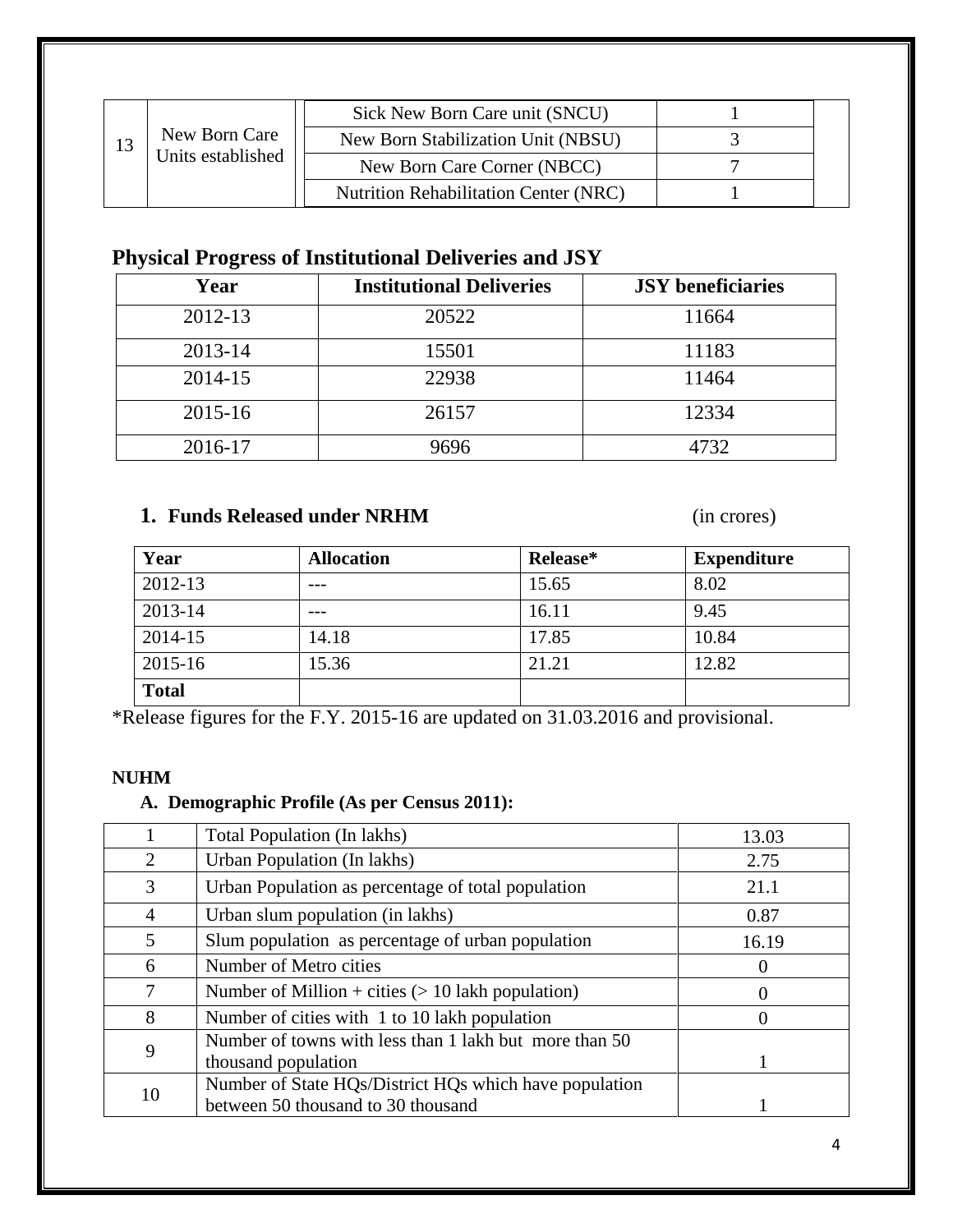| 13 | New Born Care Units established | Sick New Born Care unit (SNCU) | 1 | |
|---|---|---|---|---|
| | | New Born Stabilization Unit (NBSU) | 3 | |
| | | New Born Care Corner (NBCC) | 7 | |
| | | Nutrition Rehabilitation Center (NRC) | 1 | |

## Physical Progress of Institutional Deliveries and JSY

| Year | Institutional Deliveries | JSY beneficiaries |
|---|---|---|
| 2012-13 | 20522 | 11664 |
| 2013-14 | 15501 | 11183 |
| 2014-15 | 22938 | 11464 |
| 2015-16 | 26157 | 12334 |
| 2016-17 | 9696 | 4732 |

### 1. Funds Released under NRHM (in crores)

| Year | Allocation | Release* | Expenditure |
|---|---|---|---|
| 2012-13 | --- | 15.65 | 8.02 |
| 2013-14 | --- | 16.11 | 9.45 |
| 2014-15 | 14.18 | 17.85 | 10.84 |
| 2015-16 | 15.36 | 21.21 | 12.82 |
| **Total** | | | |

*Release figures for the F.Y. 2015-16 are updated on 31.03.2016 and provisional.

**NUHM**

**A. Demographic Profile (As per Census 2011):**

| 1 | Total Population (In lakhs) | 13.03 |
|---|---|---|
| 2 | Urban Population (In lakhs) | 2.75 |
| 3 | Urban Population as percentage of total population | 21.1 |
| 4 | Urban slum population (in lakhs) | 0.87 |
| 5 | Slum population as percentage of urban population | 16.19 |
| 6 | Number of Metro cities | 0 |
| 7 | Number of Million + cities (> 10 lakh population) | 0 |
| 8 | Number of cities with 1 to 10 lakh population | 0 |
| 9 | Number of towns with less than 1 lakh but more than 50 thousand population | 1 |
| 10 | Number of State HQs/District HQs which have population between 50 thousand to 30 thousand | 1 |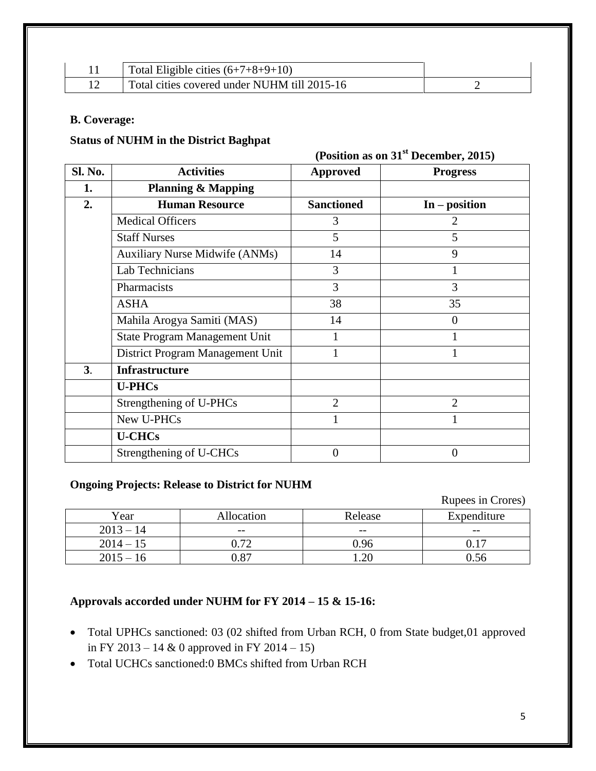| | | |
|---|---|---|
| 11 | Total Eligible cities (6+7+8+9+10) | |
| 12 | Total cities covered under NUHM till 2015-16 | 2 |

**B. Coverage:**

**Status of NUHM in the District Baghpat**

**(Position as on 31st December, 2015)**

| Sl. No. | Activities | Approved | Progress |
|---|---|---|---|
| **1.** | **Planning & Mapping** | | |
| **2.** | **Human Resource** | **Sanctioned** | **In – position** |
| | Medical Officers | 3 | 2 |
| | Staff Nurses | 5 | 5 |
| | Auxiliary Nurse Midwife (ANMs) | 14 | 9 |
| | Lab Technicians | 3 | 1 |
| | Pharmacists | 3 | 3 |
| | ASHA | 38 | 35 |
| | Mahila Arogya Samiti (MAS) | 14 | 0 |
| | State Program Management Unit | 1 | 1 |
| | District Program Management Unit | 1 | 1 |
| **3**. | **Infrastructure** | | |
| | **U-PHCs** | | |
| | Strengthening of U-PHCs | 2 | 2 |
| | New U-PHCs | 1 | 1 |
| | **U-CHCs** | | |
| | Strengthening of U-CHCs | 0 | 0 |

**Ongoing Projects: Release to District for NUHM**

Rupees in Crores)

| Year | Allocation | Release | Expenditure |
|---|---|---|---|
| 2013 – 14 | -- | -- | -- |
| 2014 – 15 | 0.72 | 0.96 | 0.17 |
| 2015 – 16 | 0.87 | 1.20 | 0.56 |

**Approvals accorded under NUHM for FY 2014 – 15 & 15-16:**

- Total UPHCs sanctioned: 03 (02 shifted from Urban RCH, 0 from State budget,01 approved in FY 2013 – 14 & 0 approved in FY 2014 – 15)
- Total UCHCs sanctioned:0 BMCs shifted from Urban RCH